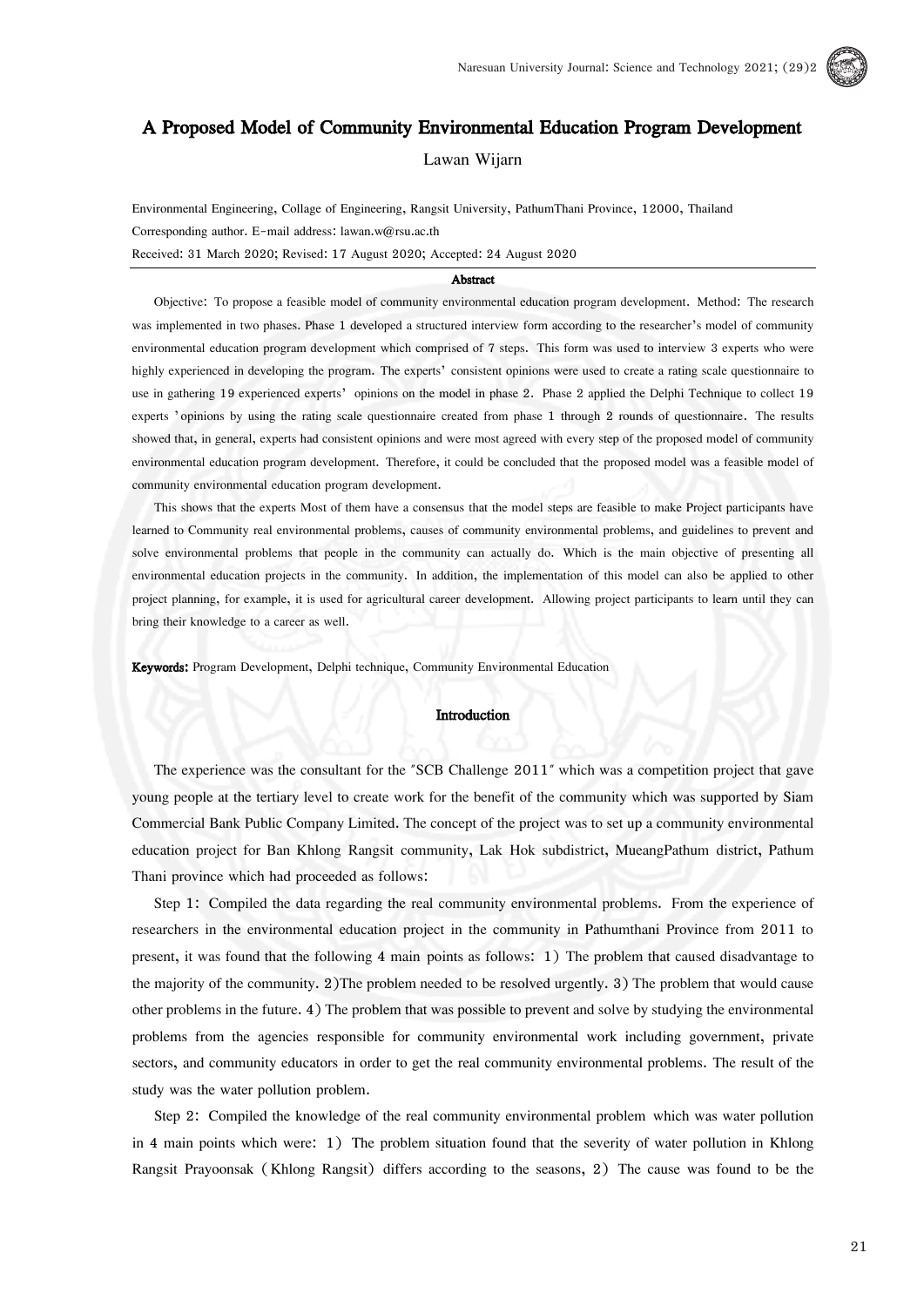# A Proposed Model of Community Environmental Education Program Development

Lawan Wijarn

Environmental Engineering, Collage of Engineering, Rangsit University, PathumThani Province, 12000, Thailand

Corresponding author. E-mail address: lawan.w@rsu.ac.th

Received: 31 March 2020; Revised: 17 August 2020; Accepted: 24 August 2020

## Abstract

Objective: To propose a feasible model of community environmental education program development. Method: The research was implemented in two phases. Phase 1 developed a structured interview form according to the researcher's model of community environmental education program development which comprised of 7 steps. This form was used to interview 3 experts who were highly experienced in developing the program. The experts' consistent opinions were used to create a rating scale questionnaire to use in gathering 19 experienced experts' opinions on the model in phase 2. Phase 2 applied the Delphi Technique to collect 19 experts 'opinions by using the rating scale questionnaire created from phase 1 through 2 rounds of questionnaire. The results showed that, in general, experts had consistent opinions and were most agreed with every step of the proposed model of community environmental education program development. Therefore, it could be concluded that the proposed model was a feasible model of community environmental education program development.

This shows that the experts Most of them have a consensus that the model steps are feasible to make Project participants have learned to Community real environmental problems, causes of community environmental problems, and guidelines to prevent and solve environmental problems that people in the community can actually do. Which is the main objective of presenting all environmental education projects in the community. In addition, the implementation of this model can also be applied to other project planning, for example, it is used for agricultural career development. Allowing project participants to learn until they can bring their knowledge to a career as well.

**Keywords:** Program Development, Delphi technique, Community Environmental Education

## Introduction

The experience was the consultant for the "SCB Challenge 2011" which was a competition project that gave young people at the tertiary level to create work for the benefit of the community which was supported by Siam Commercial Bank Public Company Limited. The concept of the project was to set up a community environmental education project for Ban Khlong Rangsit community, Lak Hok subdistrict, MueangPathum district, Pathum Thani province which had proceeded as follows:

Step 1: Compiled the data regarding the real community environmental problems. From the experience of researchers in the environmental education project in the community in Pathumthani Province from 2011 to present, it was found that the following 4 main points as follows: 1) The problem that caused disadvantage to the majority of the community. 2)The problem needed to be resolved urgently. 3) The problem that would cause other problems in the future. 4) The problem that was possible to prevent and solve by studying the environmental problems from the agencies responsible for community environmental work including government, private sectors, and community educators in order to get the real community environmental problems. The result of the study was the water pollution problem.

Step 2: Compiled the knowledge of the real community environmental problem which was water pollution in 4 main points which were: 1) The problem situation found that the severity of water pollution in Khlong Rangsit Prayoonsak (Khlong Rangsit) differs according to the seasons, 2) The cause was found to be the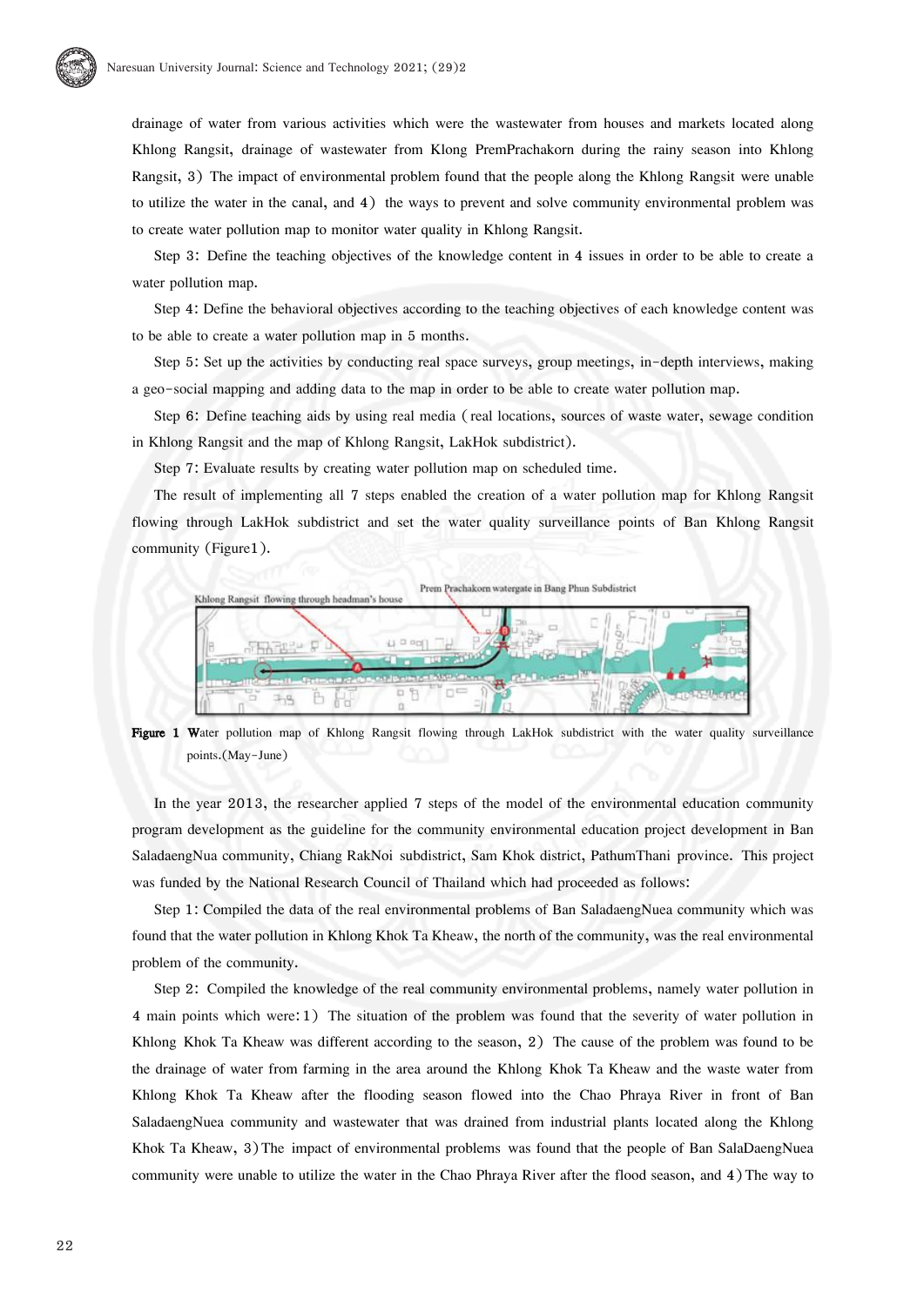drainage of water from various activities which were the wastewater from houses and markets located along Khlong Rangsit, drainage of wastewater from Klong PremPrachakorn during the rainy season into Khlong Rangsit, 3) The impact of environmental problem found that the people along the Khlong Rangsit were unable to utilize the water in the canal, and 4) the ways to prevent and solve community environmental problem was to create water pollution map to monitor water quality in Khlong Rangsit.

Step 3: Define the teaching objectives of the knowledge content in 4 issues in order to be able to create a water pollution map.

Step 4: Define the behavioral objectives according to the teaching objectives of each knowledge content was to be able to create a water pollution map in 5 months.

Step 5: Set up the activities by conducting real space surveys, group meetings, in-depth interviews, making a geo-social mapping and adding data to the map in order to be able to create water pollution map.

Step 6: Define teaching aids by using real media (real locations, sources of waste water, sewage condition in Khlong Rangsit and the map of Khlong Rangsit, LakHok subdistrict).

Step 7: Evaluate results by creating water pollution map on scheduled time.

The result of implementing all 7 steps enabled the creation of a water pollution map for Khlong Rangsit flowing through LakHok subdistrict and set the water quality surveillance points of Ban Khlong Rangsit community (Figure1).

**Figure 1** Water pollution map of Khlong Rangsit flowing through LakHok subdistrict with the water quality surveillance points.(May-June)

In the year 2013, the researcher applied 7 steps of the model of the environmental education community program development as the guideline for the community environmental education project development in Ban SaladaengNua community, Chiang RakNoi subdistrict, Sam Khok district, PathumThani province. This project was funded by the National Research Council of Thailand which had proceeded as follows:

Step 1: Compiled the data of the real environmental problems of Ban SaladaengNuea community which was found that the water pollution in Khlong Khok Ta Kheaw, the north of the community, was the real environmental problem of the community.

Step 2: Compiled the knowledge of the real community environmental problems, namely water pollution in 4 main points which were: 1) The situation of the problem was found that the severity of water pollution in Khlong Khok Ta Kheaw was different according to the season, 2) The cause of the problem was found to be the drainage of water from farming in the area around the Khlong Khok Ta Kheaw and the waste water from Khlong Khok Ta Kheaw after the flooding season flowed into the Chao Phraya River in front of Ban SaladaengNuea community and wastewater that was drained from industrial plants located along the Khlong Khok Ta Kheaw, 3) The impact of environmental problems was found that the people of Ban SalaDaengNuea community were unable to utilize the water in the Chao Phraya River after the flood season, and 4) The way to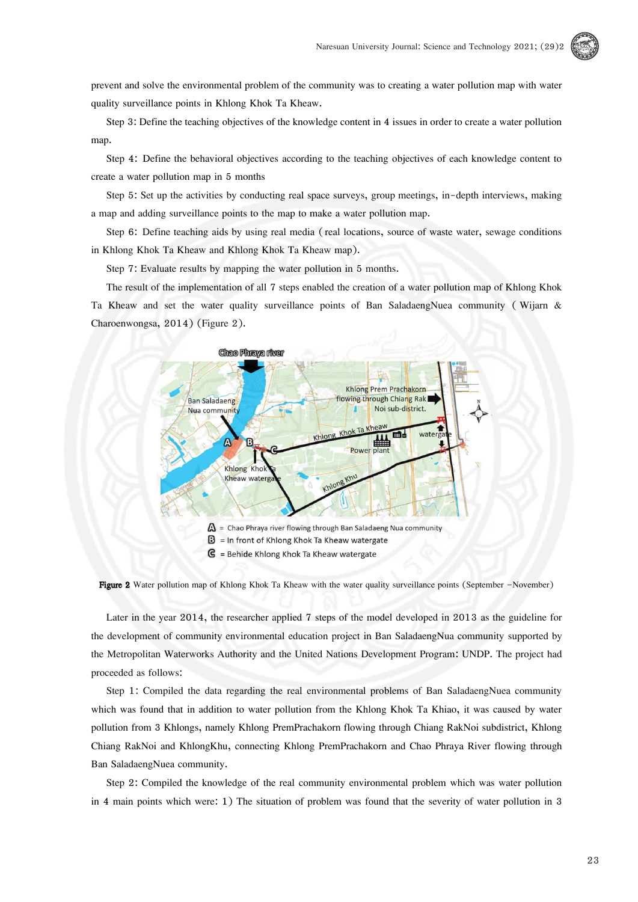prevent and solve the environmental problem of the community was to creating a water pollution map with water quality surveillance points in Khlong Khok Ta Kheaw.

Step 3: Define the teaching objectives of the knowledge content in 4 issues in order to create a water pollution map.

Step 4: Define the behavioral objectives according to the teaching objectives of each knowledge content to create a water pollution map in 5 months

Step 5: Set up the activities by conducting real space surveys, group meetings, in-depth interviews, making a map and adding surveillance points to the map to make a water pollution map.

Step 6: Define teaching aids by using real media (real locations, source of waste water, sewage conditions in Khlong Khok Ta Kheaw and Khlong Khok Ta Kheaw map).

Step 7: Evaluate results by mapping the water pollution in 5 months.

The result of the implementation of all 7 steps enabled the creation of a water pollution map of Khlong Khok Ta Kheaw and set the water quality surveillance points of Ban SaladaengNuea community (Wijarn & Charoenwongsa, 2014) (Figure 2).

**Figure 2** Water pollution map of Khlong Khok Ta Kheaw with the water quality surveillance points (September –November)

Later in the year 2014, the researcher applied 7 steps of the model developed in 2013 as the guideline for the development of community environmental education project in Ban SaladaengNua community supported by the Metropolitan Waterworks Authority and the United Nations Development Program: UNDP. The project had proceeded as follows:

Step 1: Compiled the data regarding the real environmental problems of Ban SaladaengNuea community which was found that in addition to water pollution from the Khlong Khok Ta Khiao, it was caused by water pollution from 3 Khlongs, namely Khlong PremPrachakorn flowing through Chiang RakNoi subdistrict, Khlong Chiang RakNoi and KhlongKhu, connecting Khlong PremPrachakorn and Chao Phraya River flowing through Ban SaladaengNuea community.

Step 2: Compiled the knowledge of the real community environmental problem which was water pollution in 4 main points which were: 1) The situation of problem was found that the severity of water pollution in 3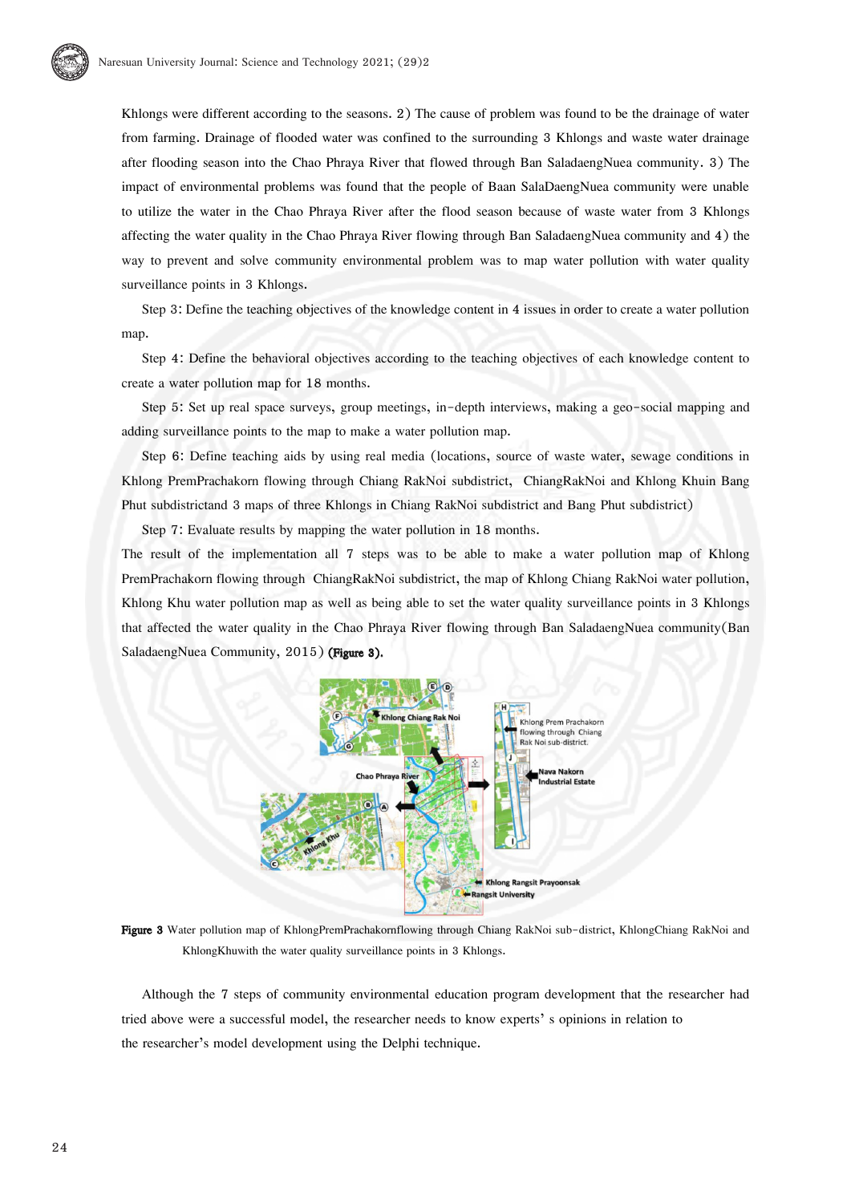Khlongs were different according to the seasons. 2) The cause of problem was found to be the drainage of water from farming. Drainage of flooded water was confined to the surrounding 3 Khlongs and waste water drainage after flooding season into the Chao Phraya River that flowed through Ban SaladaengNuea community. 3) The impact of environmental problems was found that the people of Baan SalaDaengNuea community were unable to utilize the water in the Chao Phraya River after the flood season because of waste water from 3 Khlongs affecting the water quality in the Chao Phraya River flowing through Ban SaladaengNuea community and 4) the way to prevent and solve community environmental problem was to map water pollution with water quality surveillance points in 3 Khlongs.

Step 3: Define the teaching objectives of the knowledge content in 4 issues in order to create a water pollution map.

Step 4: Define the behavioral objectives according to the teaching objectives of each knowledge content to create a water pollution map for 18 months.

Step 5: Set up real space surveys, group meetings, in-depth interviews, making a geo-social mapping and adding surveillance points to the map to make a water pollution map.

Step 6: Define teaching aids by using real media (locations, source of waste water, sewage conditions in Khlong PremPrachakorn flowing through Chiang RakNoi subdistrict, ChiangRakNoi and Khlong Khuin Bang Phut subdistrictand 3 maps of three Khlongs in Chiang RakNoi subdistrict and Bang Phut subdistrict)

Step 7: Evaluate results by mapping the water pollution in 18 months.

The result of the implementation all 7 steps was to be able to make a water pollution map of Khlong PremPrachakorn flowing through ChiangRakNoi subdistrict, the map of Khlong Chiang RakNoi water pollution, Khlong Khu water pollution map as well as being able to set the water quality surveillance points in 3 Khlongs that affected the water quality in the Chao Phraya River flowing through Ban SaladaengNuea community(Ban SaladaengNuea Community, 2015) **(Figure 3).**

**Figure 3** Water pollution map of KhlongPremPrachakornflowing through Chiang RakNoi sub-district, KhlongChiang RakNoi and KhlongKhuwith the water quality surveillance points in 3 Khlongs.

Although the 7 steps of community environmental education program development that the researcher had tried above were a successful model, the researcher needs to know experts' s opinions in relation to the researcher's model development using the Delphi technique.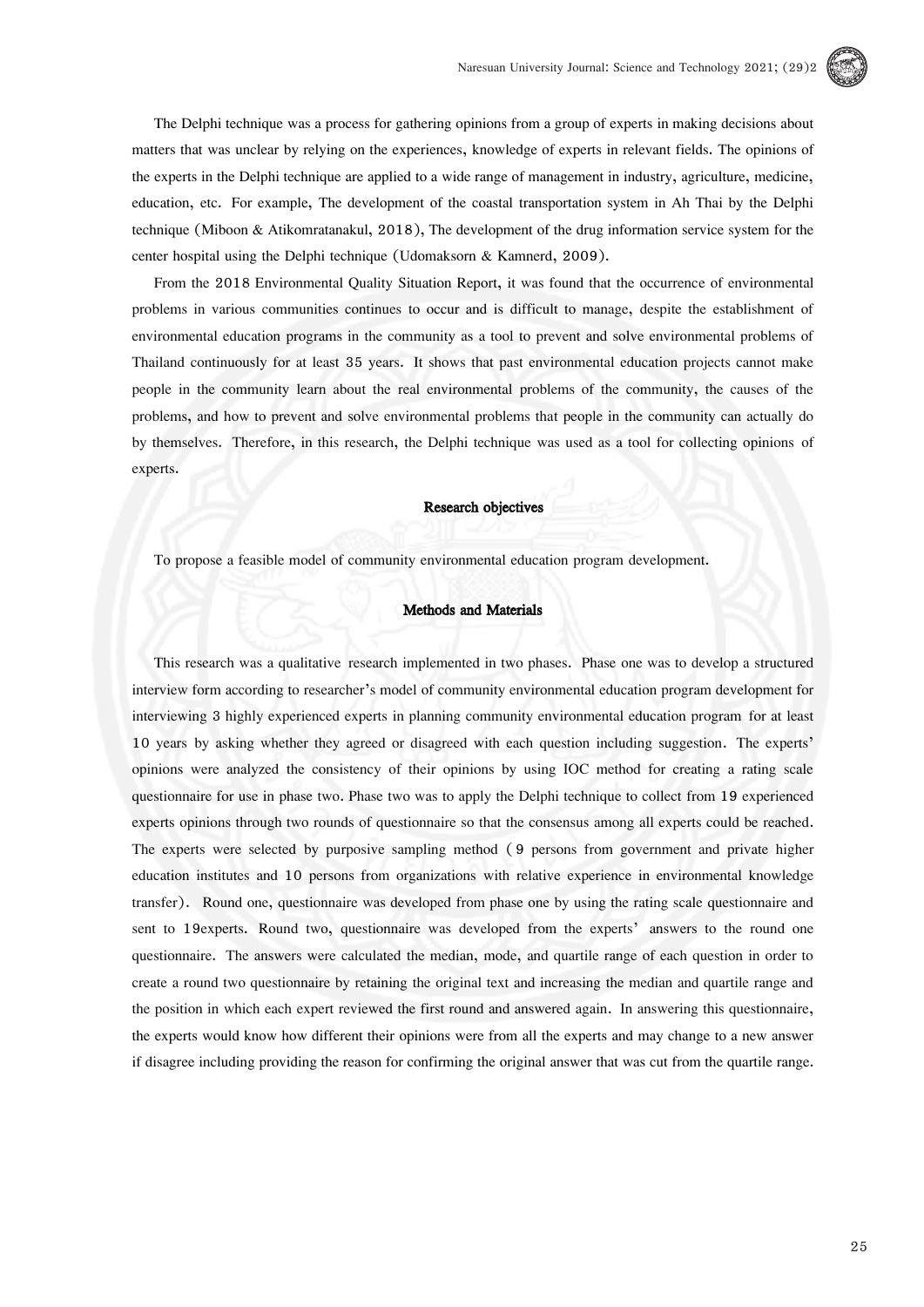The Delphi technique was a process for gathering opinions from a group of experts in making decisions about matters that was unclear by relying on the experiences, knowledge of experts in relevant fields. The opinions of the experts in the Delphi technique are applied to a wide range of management in industry, agriculture, medicine, education, etc. For example, The development of the coastal transportation system in Ah Thai by the Delphi technique (Miboon & Atikomratanakul, 2018), The development of the drug information service system for the center hospital using the Delphi technique (Udomaksorn & Kamnerd, 2009).

From the 2018 Environmental Quality Situation Report, it was found that the occurrence of environmental problems in various communities continues to occur and is difficult to manage, despite the establishment of environmental education programs in the community as a tool to prevent and solve environmental problems of Thailand continuously for at least 35 years. It shows that past environmental education projects cannot make people in the community learn about the real environmental problems of the community, the causes of the problems, and how to prevent and solve environmental problems that people in the community can actually do by themselves. Therefore, in this research, the Delphi technique was used as a tool for collecting opinions of experts.

## Research objectives

To propose a feasible model of community environmental education program development.

## Methods and Materials

This research was a qualitative research implemented in two phases. Phase one was to develop a structured interview form according to researcher's model of community environmental education program development for interviewing 3 highly experienced experts in planning community environmental education program for at least 10 years by asking whether they agreed or disagreed with each question including suggestion. The experts' opinions were analyzed the consistency of their opinions by using IOC method for creating a rating scale questionnaire for use in phase two. Phase two was to apply the Delphi technique to collect from 19 experienced experts opinions through two rounds of questionnaire so that the consensus among all experts could be reached. The experts were selected by purposive sampling method (9 persons from government and private higher education institutes and 10 persons from organizations with relative experience in environmental knowledge transfer). Round one, questionnaire was developed from phase one by using the rating scale questionnaire and sent to 19experts. Round two, questionnaire was developed from the experts' answers to the round one questionnaire. The answers were calculated the median, mode, and quartile range of each question in order to create a round two questionnaire by retaining the original text and increasing the median and quartile range and the position in which each expert reviewed the first round and answered again. In answering this questionnaire, the experts would know how different their opinions were from all the experts and may change to a new answer if disagree including providing the reason for confirming the original answer that was cut from the quartile range.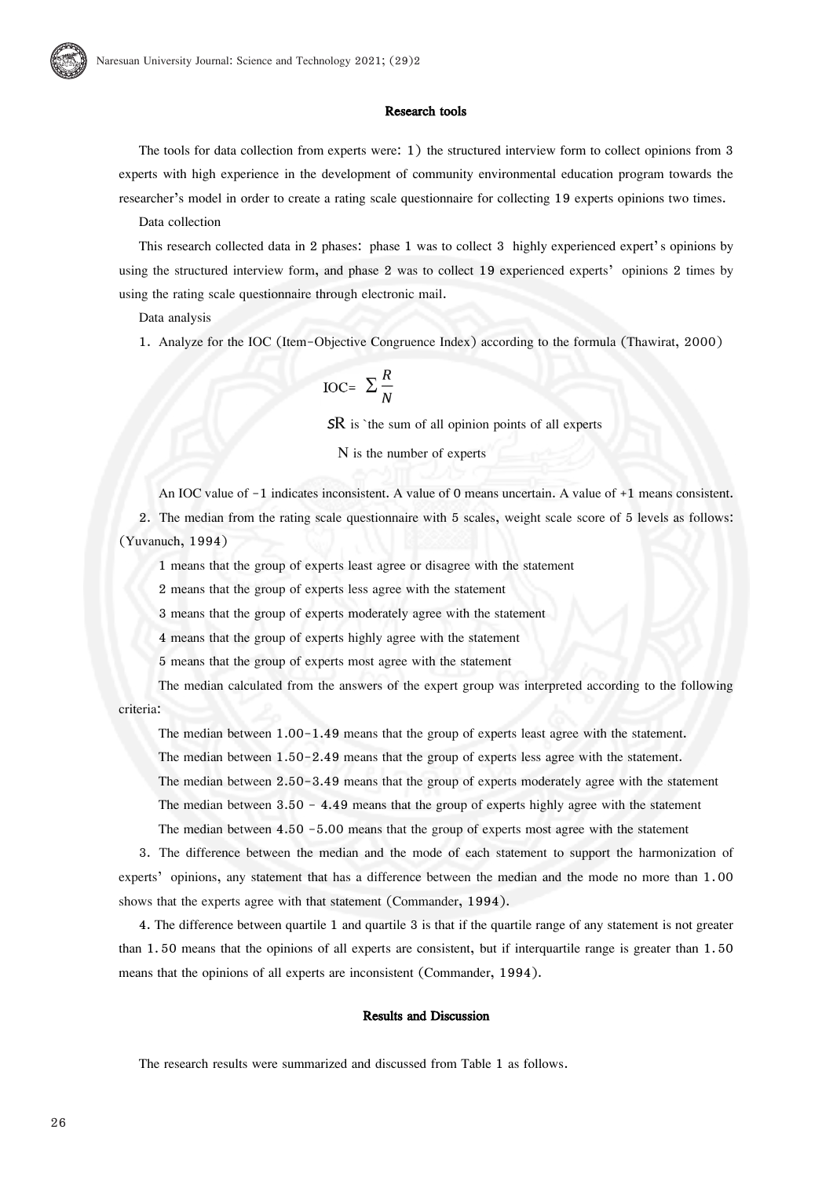### Research tools

The tools for data collection from experts were: 1) the structured interview form to collect opinions from 3 experts with high experience in the development of community environmental education program towards the researcher's model in order to create a rating scale questionnaire for collecting 19 experts opinions two times.

Data collection

This research collected data in 2 phases: phase 1 was to collect 3 highly experienced expert's opinions by using the structured interview form, and phase 2 was to collect 19 experienced experts' opinions 2 times by using the rating scale questionnaire through electronic mail.

Data analysis

1. Analyze for the IOC (Item-Objective Congruence Index) according to the formula (Thawirat, 2000)

$$\text{IOC} = \sum \frac{R}{N}$$

$\Sigma R$ is `the sum of all opinion points of all experts

N is the number of experts

An IOC value of -1 indicates inconsistent. A value of 0 means uncertain. A value of +1 means consistent.

2. The median from the rating scale questionnaire with 5 scales, weight scale score of 5 levels as follows: (Yuvanuch, 1994)

1 means that the group of experts least agree or disagree with the statement

2 means that the group of experts less agree with the statement

3 means that the group of experts moderately agree with the statement

4 means that the group of experts highly agree with the statement

5 means that the group of experts most agree with the statement

The median calculated from the answers of the expert group was interpreted according to the following criteria:

The median between 1.00-1.49 means that the group of experts least agree with the statement.

The median between 1.50-2.49 means that the group of experts less agree with the statement.

The median between 2.50-3.49 means that the group of experts moderately agree with the statement

The median between 3.50 - 4.49 means that the group of experts highly agree with the statement

The median between 4.50 -5.00 means that the group of experts most agree with the statement

3. The difference between the median and the mode of each statement to support the harmonization of experts' opinions, any statement that has a difference between the median and the mode no more than 1.00 shows that the experts agree with that statement (Commander, 1994).

4. The difference between quartile 1 and quartile 3 is that if the quartile range of any statement is not greater than 1.50 means that the opinions of all experts are consistent, but if interquartile range is greater than 1.50 means that the opinions of all experts are inconsistent (Commander, 1994).

### Results and Discussion

The research results were summarized and discussed from Table 1 as follows.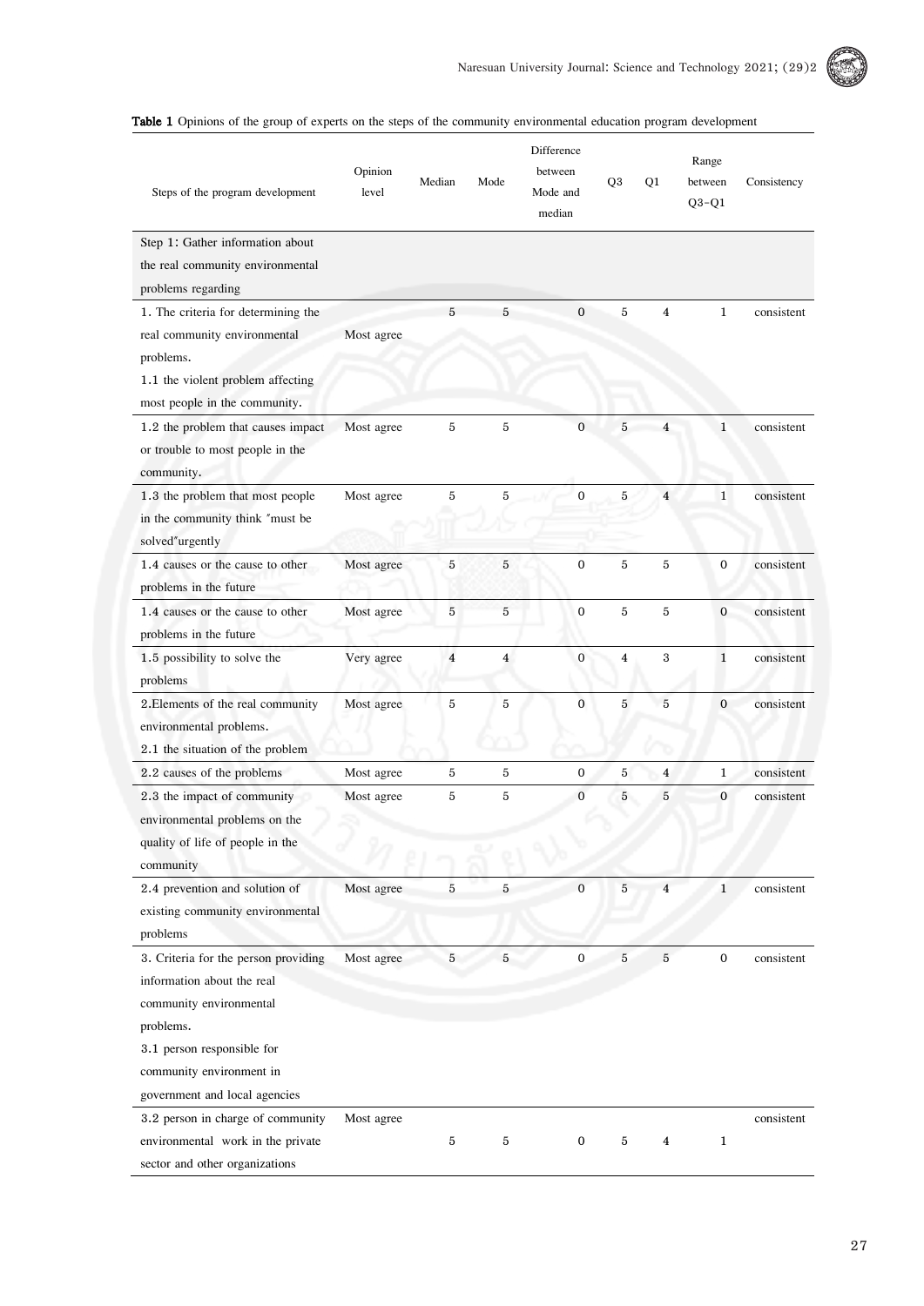**Table 1** Opinions of the group of experts on the steps of the community environmental education program development

| Steps of the program development | Opinion level | Median | Mode | Difference between Mode and median | Q3 | Q1 | Range between Q3-Q1 | Consistency |
|---|---|---|---|---|---|---|---|---|
| Step 1: Gather information about the real community environmental problems regarding | | | | | | | | |
| 1. The criteria for determining the real community environmental problems. 1.1 the violent problem affecting most people in the community. | Most agree | 5 | 5 | 0 | 5 | 4 | 1 | consistent |
| 1.2 the problem that causes impact or trouble to most people in the community. | Most agree | 5 | 5 | 0 | 5 | 4 | 1 | consistent |
| 1.3 the problem that most people in the community think "must be solved"urgently | Most agree | 5 | 5 | 0 | 5 | 4 | 1 | consistent |
| 1.4 causes or the cause to other problems in the future | Most agree | 5 | 5 | 0 | 5 | 5 | 0 | consistent |
| 1.4 causes or the cause to other problems in the future | Most agree | 5 | 5 | 0 | 5 | 5 | 0 | consistent |
| 1.5 possibility to solve the problems | Very agree | 4 | 4 | 0 | 4 | 3 | 1 | consistent |
| 2.Elements of the real community environmental problems. 2.1 the situation of the problem | Most agree | 5 | 5 | 0 | 5 | 5 | 0 | consistent |
| 2.2 causes of the problems | Most agree | 5 | 5 | 0 | 5 | 4 | 1 | consistent |
| 2.3 the impact of community environmental problems on the quality of life of people in the community | Most agree | 5 | 5 | 0 | 5 | 5 | 0 | consistent |
| 2.4 prevention and solution of existing community environmental problems | Most agree | 5 | 5 | 0 | 5 | 4 | 1 | consistent |
| 3. Criteria for the person providing information about the real community environmental problems. 3.1 person responsible for community environment in government and local agencies | Most agree | 5 | 5 | 0 | 5 | 5 | 0 | consistent |
| 3.2 person in charge of community environmental work in the private sector and other organizations | Most agree | 5 | 5 | 0 | 5 | 4 | 1 | consistent |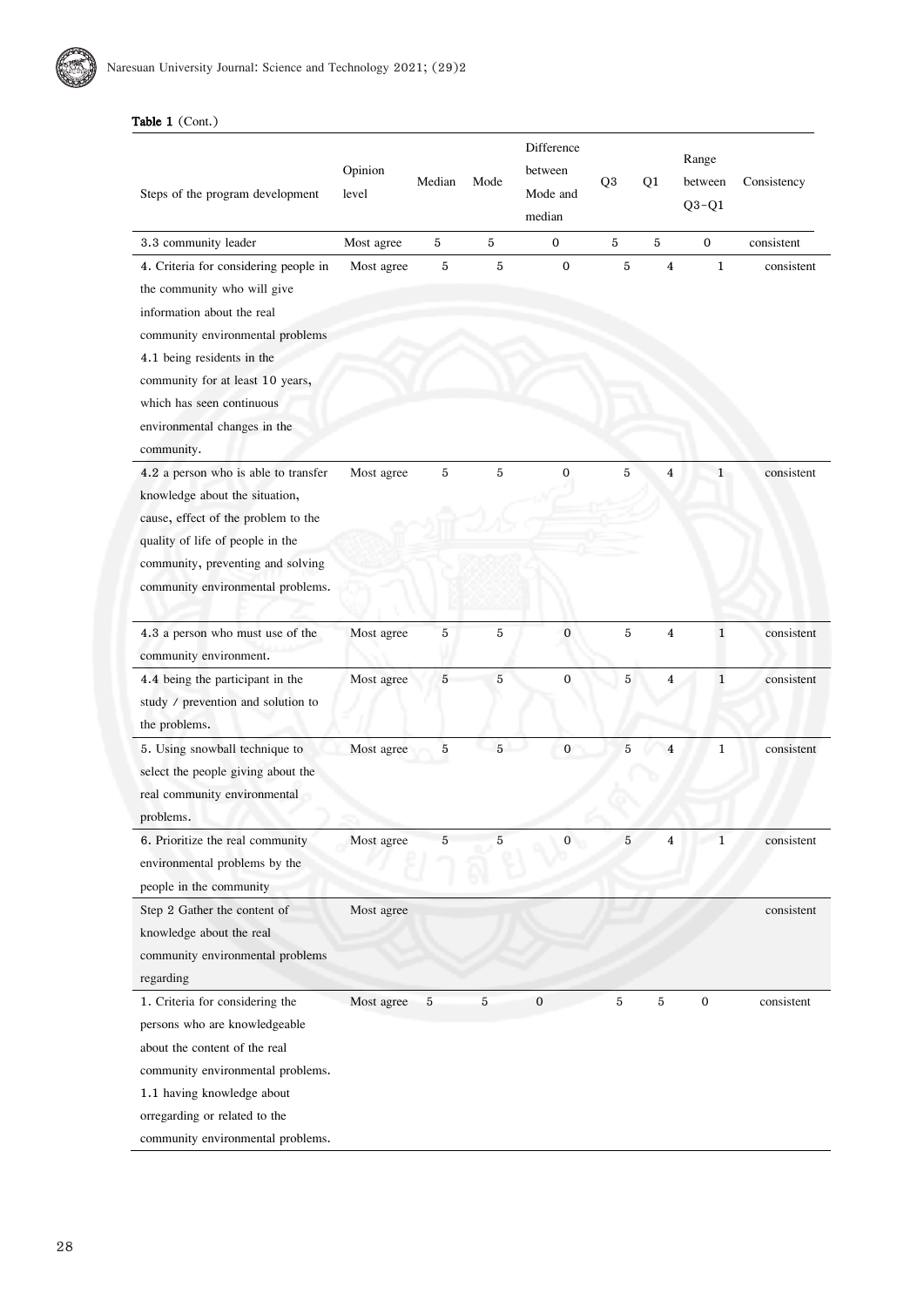**Table 1** (Cont.)

| Steps of the program development | Opinion level | Median | Mode | Difference between Mode and median | Q3 | Q1 | Range between Q3-Q1 | Consistency |
|---|---|---|---|---|---|---|---|---|
| 3.3 community leader | Most agree | 5 | 5 | 0 | 5 | 5 | 0 | consistent |
| 4. Criteria for considering people in the community who will give information about the real community environmental problems 4.1 being residents in the community for at least 10 years, which has seen continuous environmental changes in the community. | Most agree | 5 | 5 | 0 | 5 | 4 | 1 | consistent |
| 4.2 a person who is able to transfer knowledge about the situation, cause, effect of the problem to the quality of life of people in the community, preventing and solving community environmental problems. | Most agree | 5 | 5 | 0 | 5 | 4 | 1 | consistent |
| 4.3 a person who must use of the community environment. | Most agree | 5 | 5 | 0 | 5 | 4 | 1 | consistent |
| 4.4 being the participant in the study / prevention and solution to the problems. | Most agree | 5 | 5 | 0 | 5 | 4 | 1 | consistent |
| 5. Using snowball technique to select the people giving about the real community environmental problems. | Most agree | 5 | 5 | 0 | 5 | 4 | 1 | consistent |
| 6. Prioritize the real community environmental problems by the people in the community | Most agree | 5 | 5 | 0 | 5 | 4 | 1 | consistent |
| Step 2 Gather the content of knowledge about the real community environmental problems regarding | Most agree | | | | | | | consistent |
| 1. Criteria for considering the persons who are knowledgeable about the content of the real community environmental problems. 1.1 having knowledge about orregarding or related to the community environmental problems. | Most agree | 5 | 5 | 0 | 5 | 5 | 0 | consistent |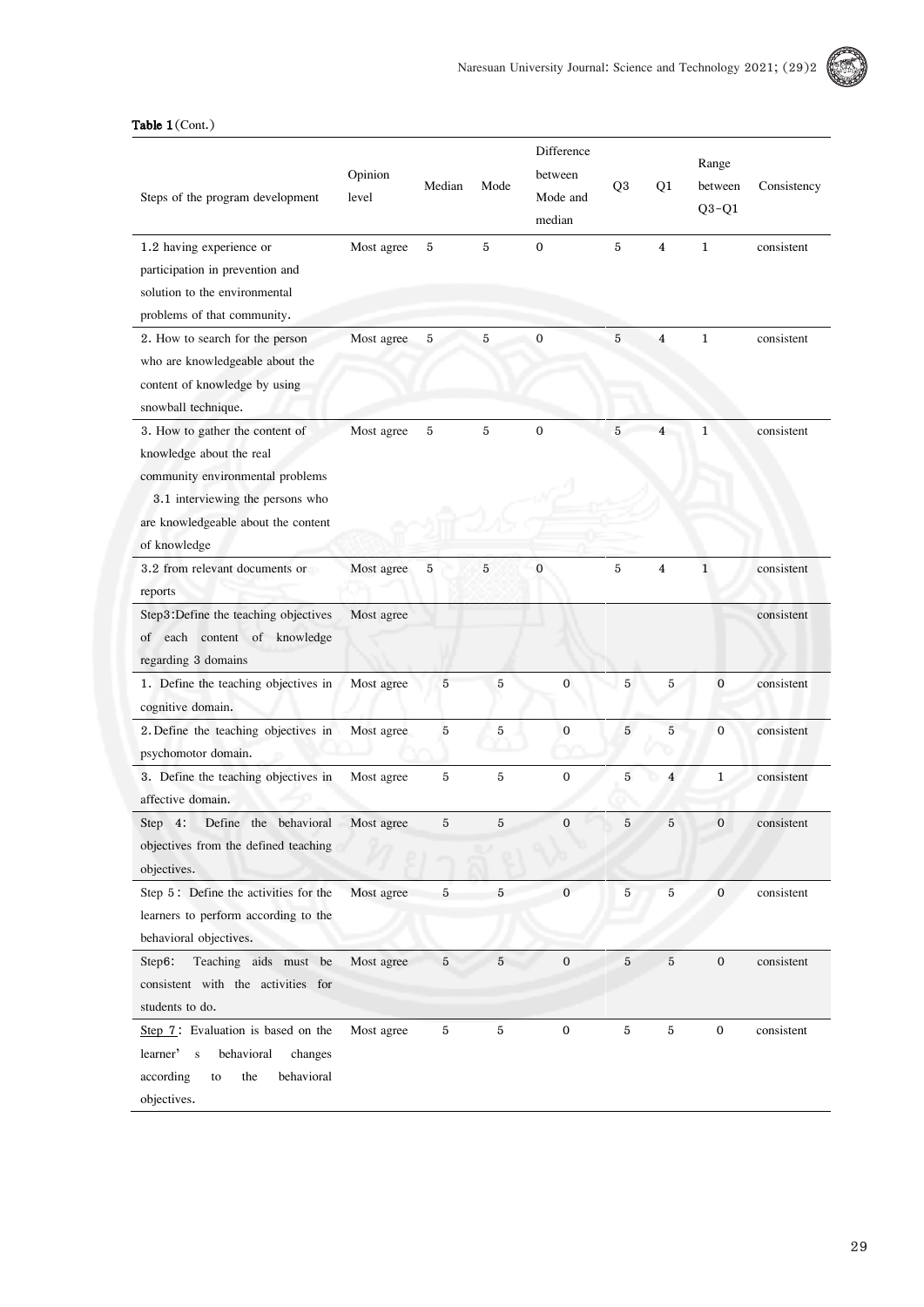**Table 1** (Cont.)

| Steps of the program development | Opinion level | Median | Mode | Difference between Mode and median | Q3 | Q1 | Range between Q3-Q1 | Consistency |
|---|---|---|---|---|---|---|---|---|
| 1.2 having experience or participation in prevention and solution to the environmental problems of that community. | Most agree | 5 | 5 | 0 | 5 | 4 | 1 | consistent |
| 2. How to search for the person who are knowledgeable about the content of knowledge by using snowball technique. | Most agree | 5 | 5 | 0 | 5 | 4 | 1 | consistent |
| 3. How to gather the content of knowledge about the real community environmental problems 3.1 interviewing the persons who are knowledgeable about the content of knowledge | Most agree | 5 | 5 | 0 | 5 | 4 | 1 | consistent |
| 3.2 from relevant documents or reports | Most agree | 5 | 5 | 0 | 5 | 4 | 1 | consistent |
| Step3:Define the teaching objectives of each content of knowledge regarding 3 domains | Most agree | | | | | | | consistent |
| 1. Define the teaching objectives in cognitive domain. | Most agree | 5 | 5 | 0 | 5 | 5 | 0 | consistent |
| 2. Define the teaching objectives in psychomotor domain. | Most agree | 5 | 5 | 0 | 5 | 5 | 0 | consistent |
| 3. Define the teaching objectives in affective domain. | Most agree | 5 | 5 | 0 | 5 | 4 | 1 | consistent |
| Step 4: Define the behavioral objectives from the defined teaching objectives. | Most agree | 5 | 5 | 0 | 5 | 5 | 0 | consistent |
| Step 5: Define the activities for the learners to perform according to the behavioral objectives. | Most agree | 5 | 5 | 0 | 5 | 5 | 0 | consistent |
| Step6: Teaching aids must be consistent with the activities for students to do. | Most agree | 5 | 5 | 0 | 5 | 5 | 0 | consistent |
| Step 7: Evaluation is based on the learner' s behavioral changes according to the behavioral objectives. | Most agree | 5 | 5 | 0 | 5 | 5 | 0 | consistent |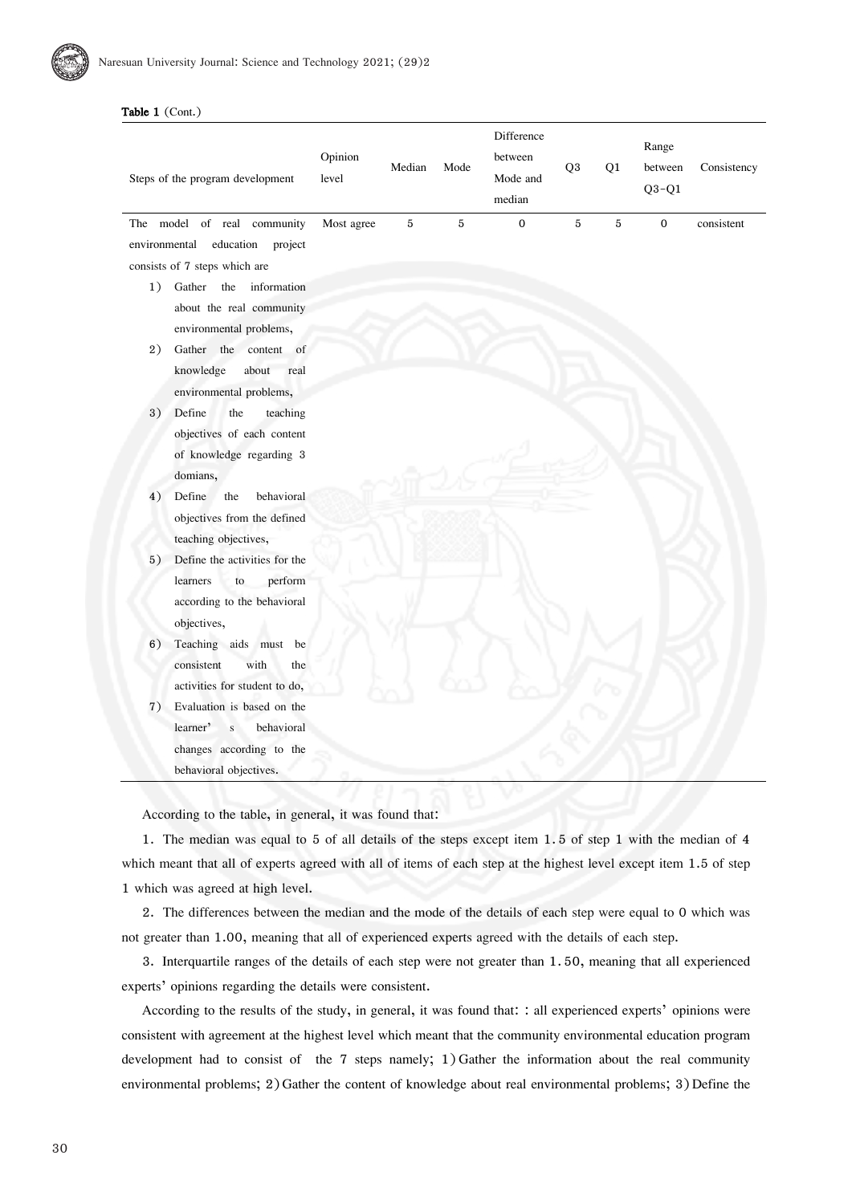**Table 1** (Cont.)

| Steps of the program development | Opinion level | Median | Mode | Difference between Mode and median | Q3 | Q1 | Range between Q3-Q1 | Consistency |
|---|---|---|---|---|---|---|---|---|
| The model of real community environmental education project consists of 7 steps which are<br>1) Gather the information about the real community environmental problems,<br>2) Gather the content of knowledge about real environmental problems,<br>3) Define the teaching objectives of each content of knowledge regarding 3 domians,<br>4) Define the behavioral objectives from the defined teaching objectives,<br>5) Define the activities for the learners to perform according to the behavioral objectives,<br>6) Teaching aids must be consistent with the activities for student to do,<br>7) Evaluation is based on the learner' s behavioral changes according to the behavioral objectives. | Most agree | 5 | 5 | 0 | 5 | 5 | 0 | consistent |

According to the table, in general, it was found that:

1. The median was equal to 5 of all details of the steps except item 1.5 of step 1 with the median of 4 which meant that all of experts agreed with all of items of each step at the highest level except item 1.5 of step 1 which was agreed at high level.

2. The differences between the median and the mode of the details of each step were equal to 0 which was not greater than 1.00, meaning that all of experienced experts agreed with the details of each step.

3. Interquartile ranges of the details of each step were not greater than 1.50, meaning that all experienced experts' opinions regarding the details were consistent.

According to the results of the study, in general, it was found that: : all experienced experts' opinions were consistent with agreement at the highest level which meant that the community environmental education program development had to consist of the 7 steps namely; 1) Gather the information about the real community environmental problems; 2) Gather the content of knowledge about real environmental problems; 3) Define the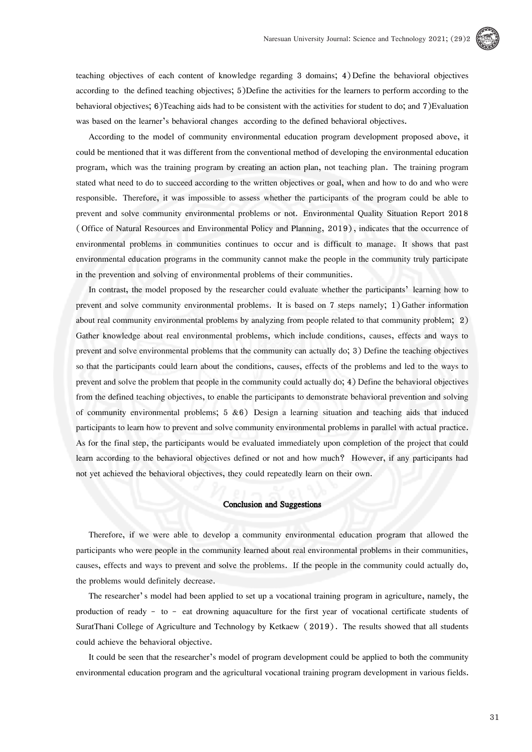teaching objectives of each content of knowledge regarding 3 domains; 4) Define the behavioral objectives according to the defined teaching objectives; 5)Define the activities for the learners to perform according to the behavioral objectives; 6)Teaching aids had to be consistent with the activities for student to do; and 7)Evaluation was based on the learner's behavioral changes according to the defined behavioral objectives.

According to the model of community environmental education program development proposed above, it could be mentioned that it was different from the conventional method of developing the environmental education program, which was the training program by creating an action plan, not teaching plan. The training program stated what need to do to succeed according to the written objectives or goal, when and how to do and who were responsible. Therefore, it was impossible to assess whether the participants of the program could be able to prevent and solve community environmental problems or not. Environmental Quality Situation Report 2018 (Office of Natural Resources and Environmental Policy and Planning, 2019), indicates that the occurrence of environmental problems in communities continues to occur and is difficult to manage. It shows that past environmental education programs in the community cannot make the people in the community truly participate in the prevention and solving of environmental problems of their communities.

In contrast, the model proposed by the researcher could evaluate whether the participants' learning how to prevent and solve community environmental problems. It is based on 7 steps namely; 1) Gather information about real community environmental problems by analyzing from people related to that community problem; 2) Gather knowledge about real environmental problems, which include conditions, causes, effects and ways to prevent and solve environmental problems that the community can actually do; 3) Define the teaching objectives so that the participants could learn about the conditions, causes, effects of the problems and led to the ways to prevent and solve the problem that people in the community could actually do; 4) Define the behavioral objectives from the defined teaching objectives, to enable the participants to demonstrate behavioral prevention and solving of community environmental problems; 5 &6) Design a learning situation and teaching aids that induced participants to learn how to prevent and solve community environmental problems in parallel with actual practice. As for the final step, the participants would be evaluated immediately upon completion of the project that could learn according to the behavioral objectives defined or not and how much? However, if any participants had not yet achieved the behavioral objectives, they could repeatedly learn on their own.

## Conclusion and Suggestions

Therefore, if we were able to develop a community environmental education program that allowed the participants who were people in the community learned about real environmental problems in their communities, causes, effects and ways to prevent and solve the problems. If the people in the community could actually do, the problems would definitely decrease.

The researcher's model had been applied to set up a vocational training program in agriculture, namely, the production of ready - to - eat drowning aquaculture for the first year of vocational certificate students of SuratThani College of Agriculture and Technology by Ketkaew (2019). The results showed that all students could achieve the behavioral objective.

It could be seen that the researcher's model of program development could be applied to both the community environmental education program and the agricultural vocational training program development in various fields.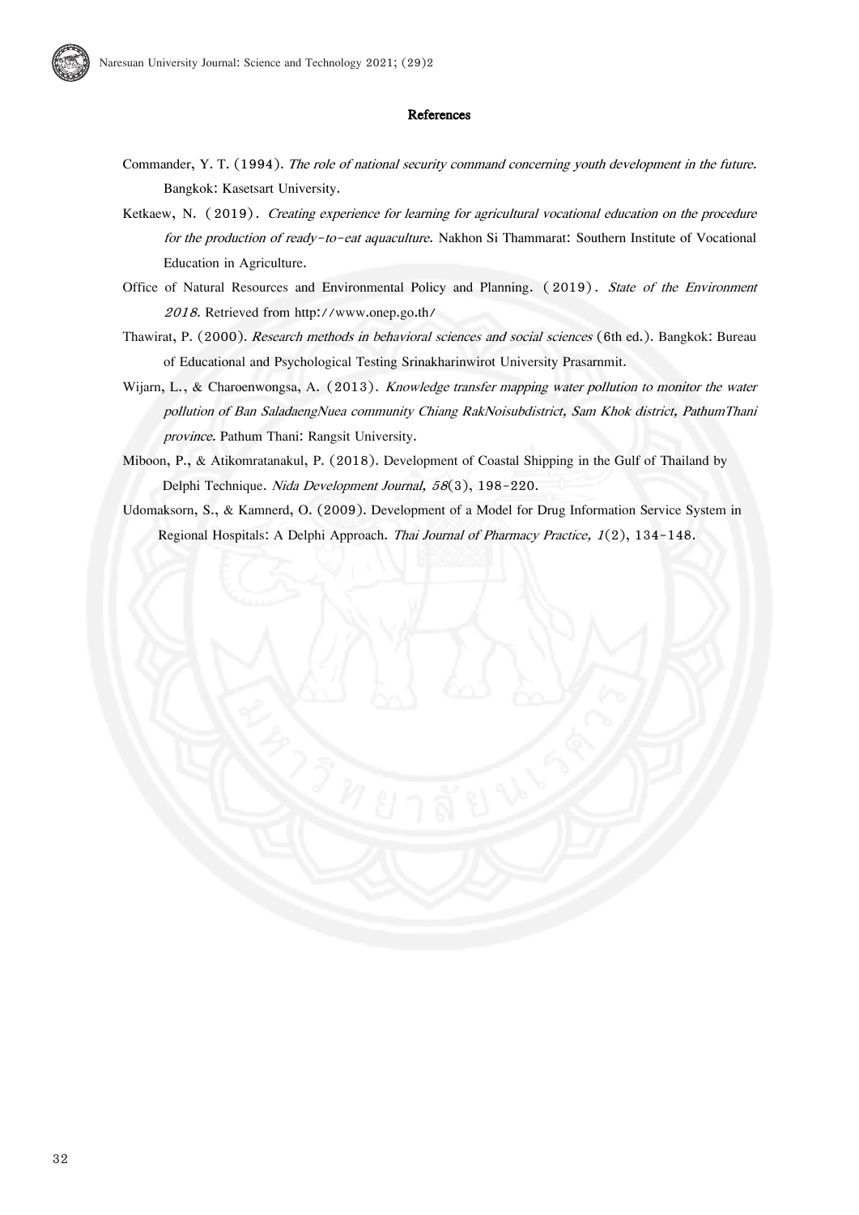## References

Commander, Y. T. (1994). *The role of national security command concerning youth development in the future.* Bangkok: Kasetsart University.

Ketkaew, N. (2019). *Creating experience for learning for agricultural vocational education on the procedure for the production of ready-to-eat aquaculture.* Nakhon Si Thammarat: Southern Institute of Vocational Education in Agriculture.

Office of Natural Resources and Environmental Policy and Planning. (2019). *State of the Environment 2018.* Retrieved from http://www.onep.go.th/

Thawirat, P. (2000). *Research methods in behavioral sciences and social sciences* (6th ed.). Bangkok: Bureau of Educational and Psychological Testing Srinakharinwirot University Prasarnmit.

Wijarn, L., & Charoenwongsa, A. (2013). *Knowledge transfer mapping water pollution to monitor the water pollution of Ban SaladaengNuea community Chiang RakNoisubdistrict, Sam Khok district, PathumThani province.* Pathum Thani: Rangsit University.

Miboon, P., & Atikomratanakul, P. (2018). Development of Coastal Shipping in the Gulf of Thailand by Delphi Technique. *Nida Development Journal, 58*(3), 198-220.

Udomaksorn, S., & Kamnerd, O. (2009). Development of a Model for Drug Information Service System in Regional Hospitals: A Delphi Approach. *Thai Journal of Pharmacy Practice, 1*(2), 134-148.